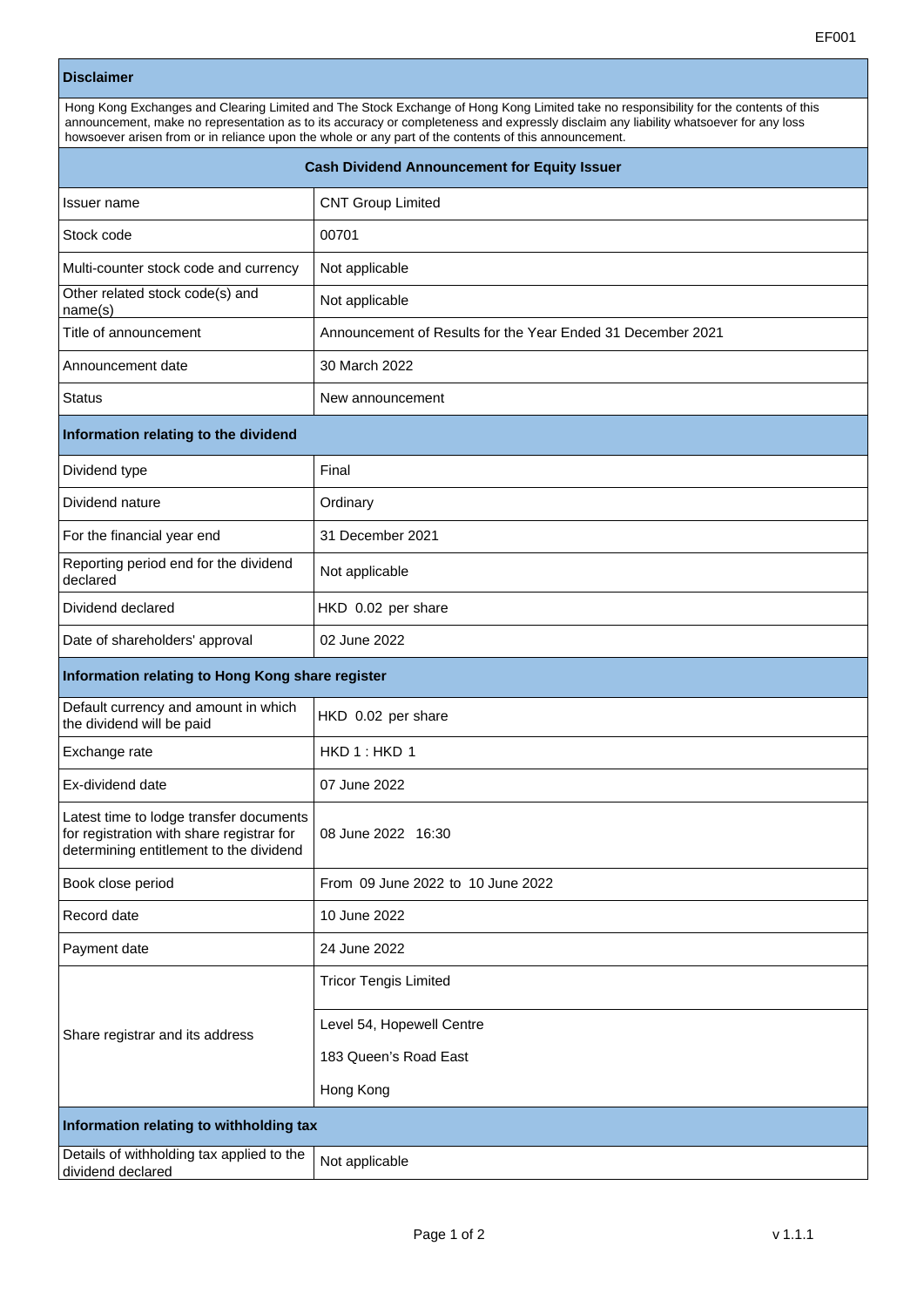EF001

## Disclaimer

Hong Kong Exchanges and Clearing Limited and The Stock Exchange of Hong Kong Limited take no responsibility for the contents of this announcement, make no representation as to its accuracy or completeness and expressly disclaim any liability whatsoever for any loss howsoever arisen from or in reliance upon the whole or any part of the contents of this announcement.

## Cash Dividend Announcement for Equity Issuer

| | |
|---|---|
| Issuer name | CNT Group Limited |
| Stock code | 00701 |
| Multi-counter stock code and currency | Not applicable |
| Other related stock code(s) and name(s) | Not applicable |
| Title of announcement | Announcement of Results for the Year Ended 31 December 2021 |
| Announcement date | 30 March 2022 |
| Status | New announcement |

### Information relating to the dividend

| | |
|---|---|
| Dividend type | Final |
| Dividend nature | Ordinary |
| For the financial year end | 31 December 2021 |
| Reporting period end for the dividend declared | Not applicable |
| Dividend declared | HKD 0.02 per share |
| Date of shareholders' approval | 02 June 2022 |

### Information relating to Hong Kong share register

| | |
|---|---|
| Default currency and amount in which the dividend will be paid | HKD 0.02 per share |
| Exchange rate | HKD 1 : HKD 1 |
| Ex-dividend date | 07 June 2022 |
| Latest time to lodge transfer documents for registration with share registrar for determining entitlement to the dividend | 08 June 2022 16:30 |
| Book close period | From 09 June 2022 to 10 June 2022 |
| Record date | 10 June 2022 |
| Payment date | 24 June 2022 |
| Share registrar and its address | Tricor Tengis Limited<br>Level 54, Hopewell Centre<br>183 Queen's Road East<br>Hong Kong |

### Information relating to withholding tax

| | |
|---|---|
| Details of withholding tax applied to the dividend declared | Not applicable |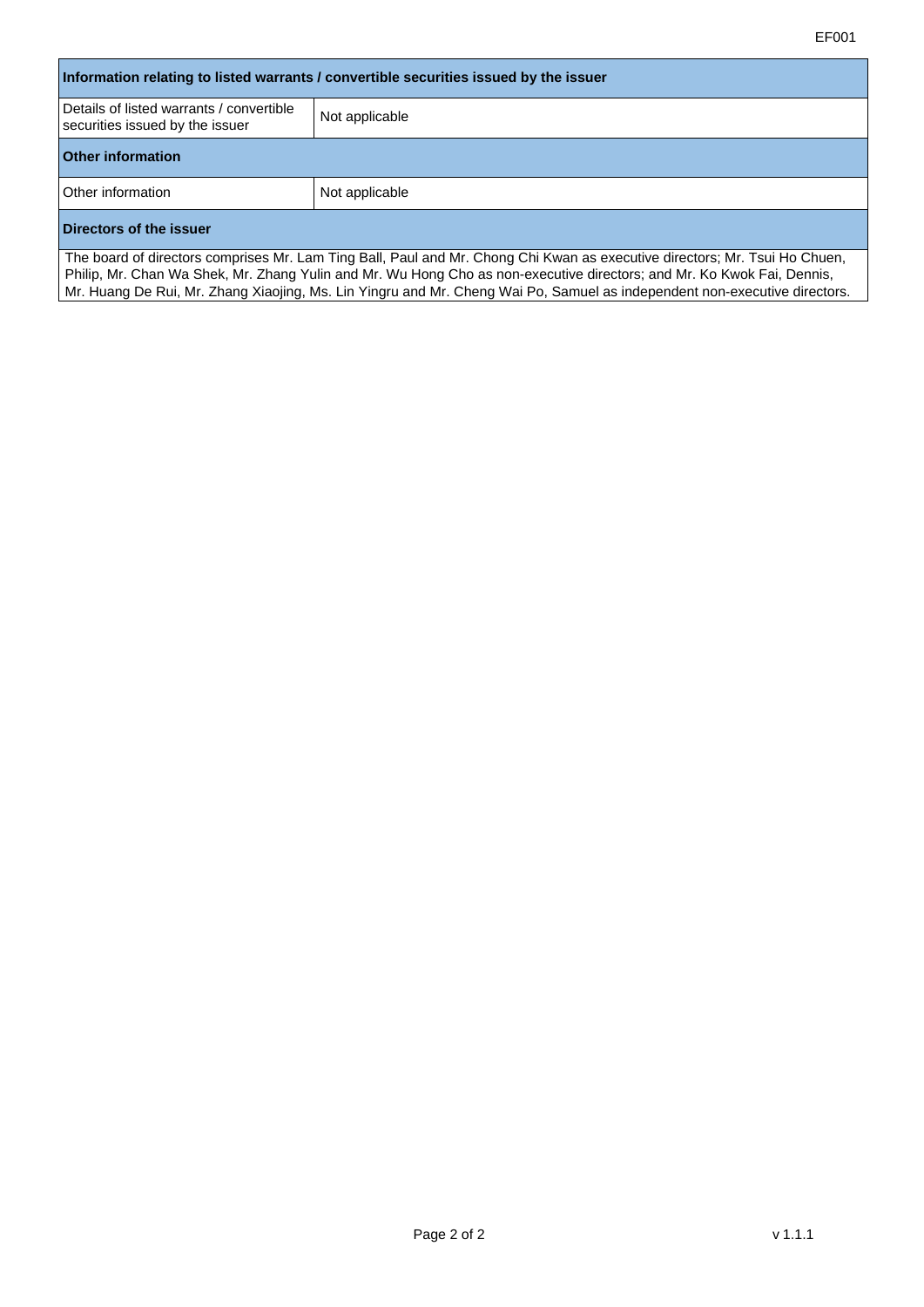## Information relating to listed warrants / convertible securities issued by the issuer

| | |
|---|---|
| Details of listed warrants / convertible securities issued by the issuer | Not applicable |

## Other information

| | |
|---|---|
| Other information | Not applicable |

## Directors of the issuer

The board of directors comprises Mr. Lam Ting Ball, Paul and Mr. Chong Chi Kwan as executive directors; Mr. Tsui Ho Chuen, Philip, Mr. Chan Wa Shek, Mr. Zhang Yulin and Mr. Wu Hong Cho as non-executive directors; and Mr. Ko Kwok Fai, Dennis, Mr. Huang De Rui, Mr. Zhang Xiaojing, Ms. Lin Yingru and Mr. Cheng Wai Po, Samuel as independent non-executive directors.